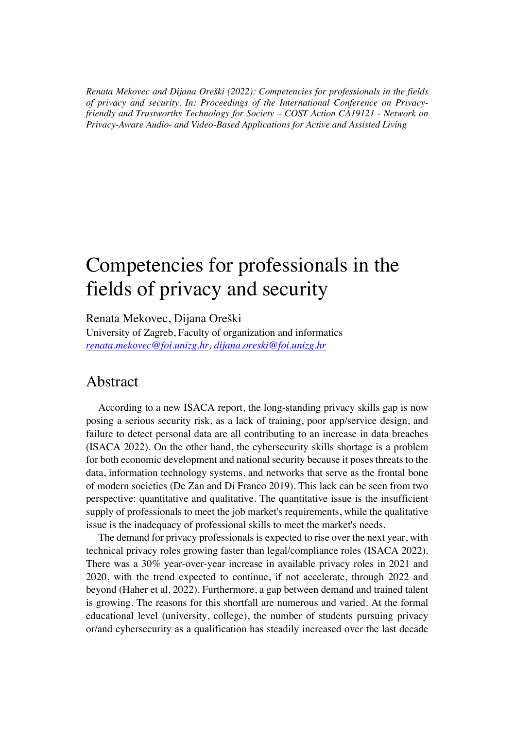*Renata Mekovec and Dijana Oreški (2022): Competencies for professionals in the fields of privacy and security. In: Proceedings of the International Conference on Privacy-friendly and Trustworthy Technology for Society – COST Action CA19121 - Network on Privacy-Aware Audio- and Video-Based Applications for Active and Assisted Living*

# Competencies for professionals in the fields of privacy and security

Renata Mekovec, Dijana Oreški

University of Zagreb, Faculty of organization and informatics

renata.mekovec@foi.unizg.hr, dijana.oreski@foi.unizg.hr

## Abstract

According to a new ISACA report, the long-standing privacy skills gap is now posing a serious security risk, as a lack of training, poor app/service design, and failure to detect personal data are all contributing to an increase in data breaches (ISACA 2022). On the other hand, the cybersecurity skills shortage is a problem for both economic development and national security because it poses threats to the data, information technology systems, and networks that serve as the frontal bone of modern societies (De Zan and Di Franco 2019). This lack can be seen from two perspective: quantitative and qualitative. The quantitative issue is the insufficient supply of professionals to meet the job market's requirements, while the qualitative issue is the inadequacy of professional skills to meet the market's needs.

The demand for privacy professionals is expected to rise over the next year, with technical privacy roles growing faster than legal/compliance roles (ISACA 2022). There was a 30% year-over-year increase in available privacy roles in 2021 and 2020, with the trend expected to continue, if not accelerate, through 2022 and beyond (Haher et al. 2022). Furthermore, a gap between demand and trained talent is growing. The reasons for this shortfall are numerous and varied. At the formal educational level (university, college), the number of students pursuing privacy or/and cybersecurity as a qualification has steadily increased over the last decade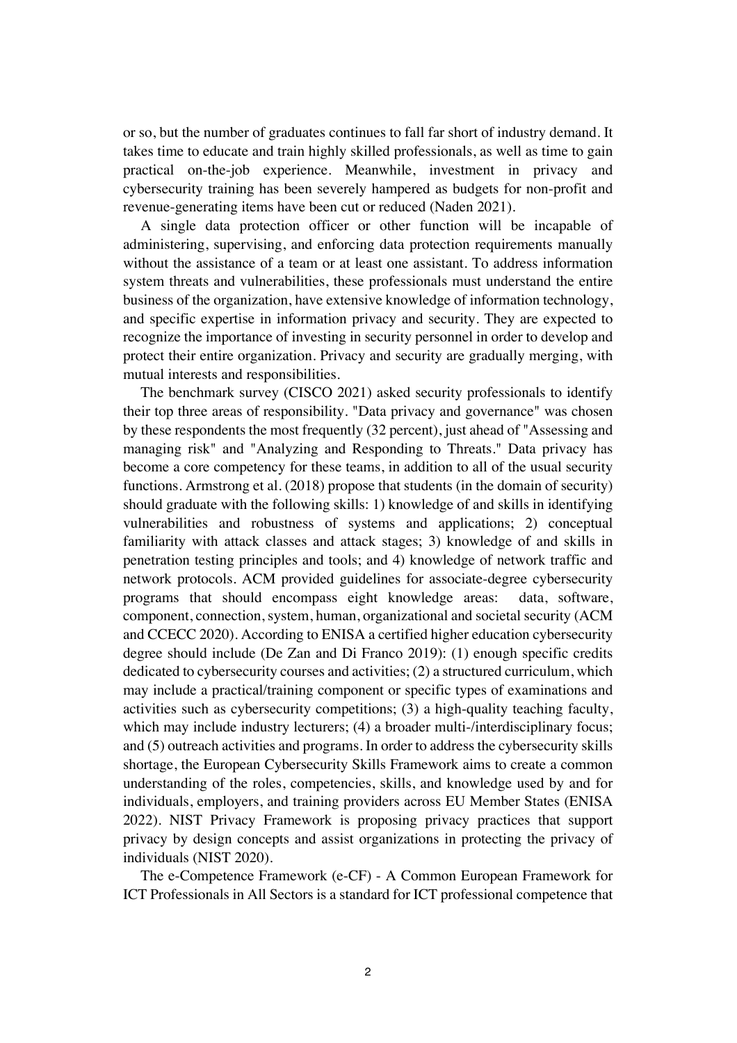or so, but the number of graduates continues to fall far short of industry demand. It takes time to educate and train highly skilled professionals, as well as time to gain practical on-the-job experience. Meanwhile, investment in privacy and cybersecurity training has been severely hampered as budgets for non-profit and revenue-generating items have been cut or reduced (Naden 2021).

A single data protection officer or other function will be incapable of administering, supervising, and enforcing data protection requirements manually without the assistance of a team or at least one assistant. To address information system threats and vulnerabilities, these professionals must understand the entire business of the organization, have extensive knowledge of information technology, and specific expertise in information privacy and security. They are expected to recognize the importance of investing in security personnel in order to develop and protect their entire organization. Privacy and security are gradually merging, with mutual interests and responsibilities.

The benchmark survey (CISCO 2021) asked security professionals to identify their top three areas of responsibility. "Data privacy and governance" was chosen by these respondents the most frequently (32 percent), just ahead of "Assessing and managing risk" and "Analyzing and Responding to Threats." Data privacy has become a core competency for these teams, in addition to all of the usual security functions. Armstrong et al. (2018) propose that students (in the domain of security) should graduate with the following skills: 1) knowledge of and skills in identifying vulnerabilities and robustness of systems and applications; 2) conceptual familiarity with attack classes and attack stages; 3) knowledge of and skills in penetration testing principles and tools; and 4) knowledge of network traffic and network protocols. ACM provided guidelines for associate-degree cybersecurity programs that should encompass eight knowledge areas: data, software, component, connection, system, human, organizational and societal security (ACM and CCECC 2020). According to ENISA a certified higher education cybersecurity degree should include (De Zan and Di Franco 2019): (1) enough specific credits dedicated to cybersecurity courses and activities; (2) a structured curriculum, which may include a practical/training component or specific types of examinations and activities such as cybersecurity competitions; (3) a high-quality teaching faculty, which may include industry lecturers; (4) a broader multi-/interdisciplinary focus; and (5) outreach activities and programs. In order to address the cybersecurity skills shortage, the European Cybersecurity Skills Framework aims to create a common understanding of the roles, competencies, skills, and knowledge used by and for individuals, employers, and training providers across EU Member States (ENISA 2022). NIST Privacy Framework is proposing privacy practices that support privacy by design concepts and assist organizations in protecting the privacy of individuals (NIST 2020).

The e-Competence Framework (e-CF) - A Common European Framework for ICT Professionals in All Sectors is a standard for ICT professional competence that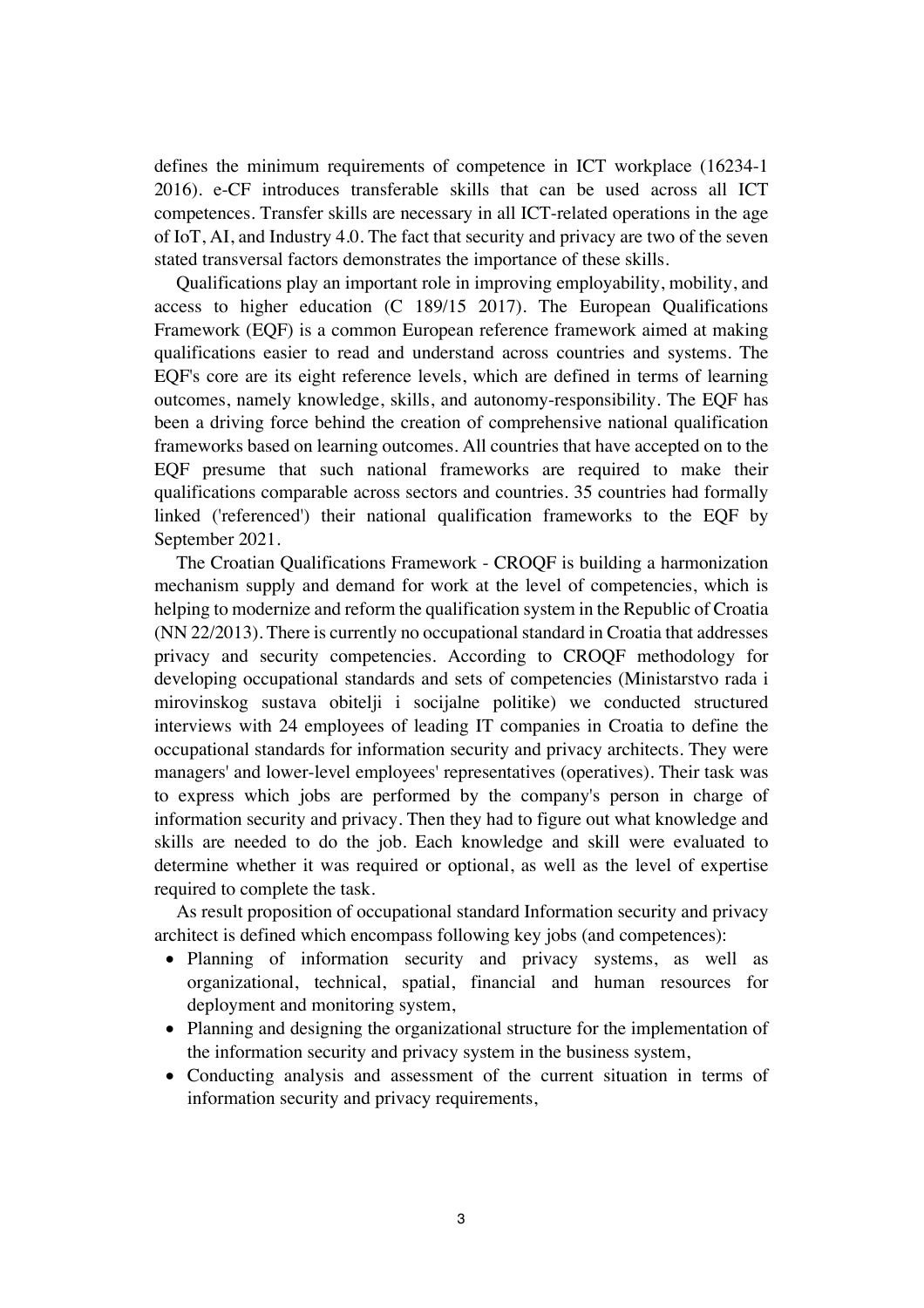defines the minimum requirements of competence in ICT workplace (16234-1 2016). e-CF introduces transferable skills that can be used across all ICT competences. Transfer skills are necessary in all ICT-related operations in the age of IoT, AI, and Industry 4.0. The fact that security and privacy are two of the seven stated transversal factors demonstrates the importance of these skills.

Qualifications play an important role in improving employability, mobility, and access to higher education (C 189/15 2017). The European Qualifications Framework (EQF) is a common European reference framework aimed at making qualifications easier to read and understand across countries and systems. The EQF's core are its eight reference levels, which are defined in terms of learning outcomes, namely knowledge, skills, and autonomy-responsibility. The EQF has been a driving force behind the creation of comprehensive national qualification frameworks based on learning outcomes. All countries that have accepted on to the EQF presume that such national frameworks are required to make their qualifications comparable across sectors and countries. 35 countries had formally linked ('referenced') their national qualification frameworks to the EQF by September 2021.

The Croatian Qualifications Framework - CROQF is building a harmonization mechanism supply and demand for work at the level of competencies, which is helping to modernize and reform the qualification system in the Republic of Croatia (NN 22/2013). There is currently no occupational standard in Croatia that addresses privacy and security competencies. According to CROQF methodology for developing occupational standards and sets of competencies (Ministarstvo rada i mirovinskog sustava obitelji i socijalne politike) we conducted structured interviews with 24 employees of leading IT companies in Croatia to define the occupational standards for information security and privacy architects. They were managers' and lower-level employees' representatives (operatives). Their task was to express which jobs are performed by the company's person in charge of information security and privacy. Then they had to figure out what knowledge and skills are needed to do the job. Each knowledge and skill were evaluated to determine whether it was required or optional, as well as the level of expertise required to complete the task.

As result proposition of occupational standard Information security and privacy architect is defined which encompass following key jobs (and competences):

- Planning of information security and privacy systems, as well as organizational, technical, spatial, financial and human resources for deployment and monitoring system,
- Planning and designing the organizational structure for the implementation of the information security and privacy system in the business system,
- Conducting analysis and assessment of the current situation in terms of information security and privacy requirements,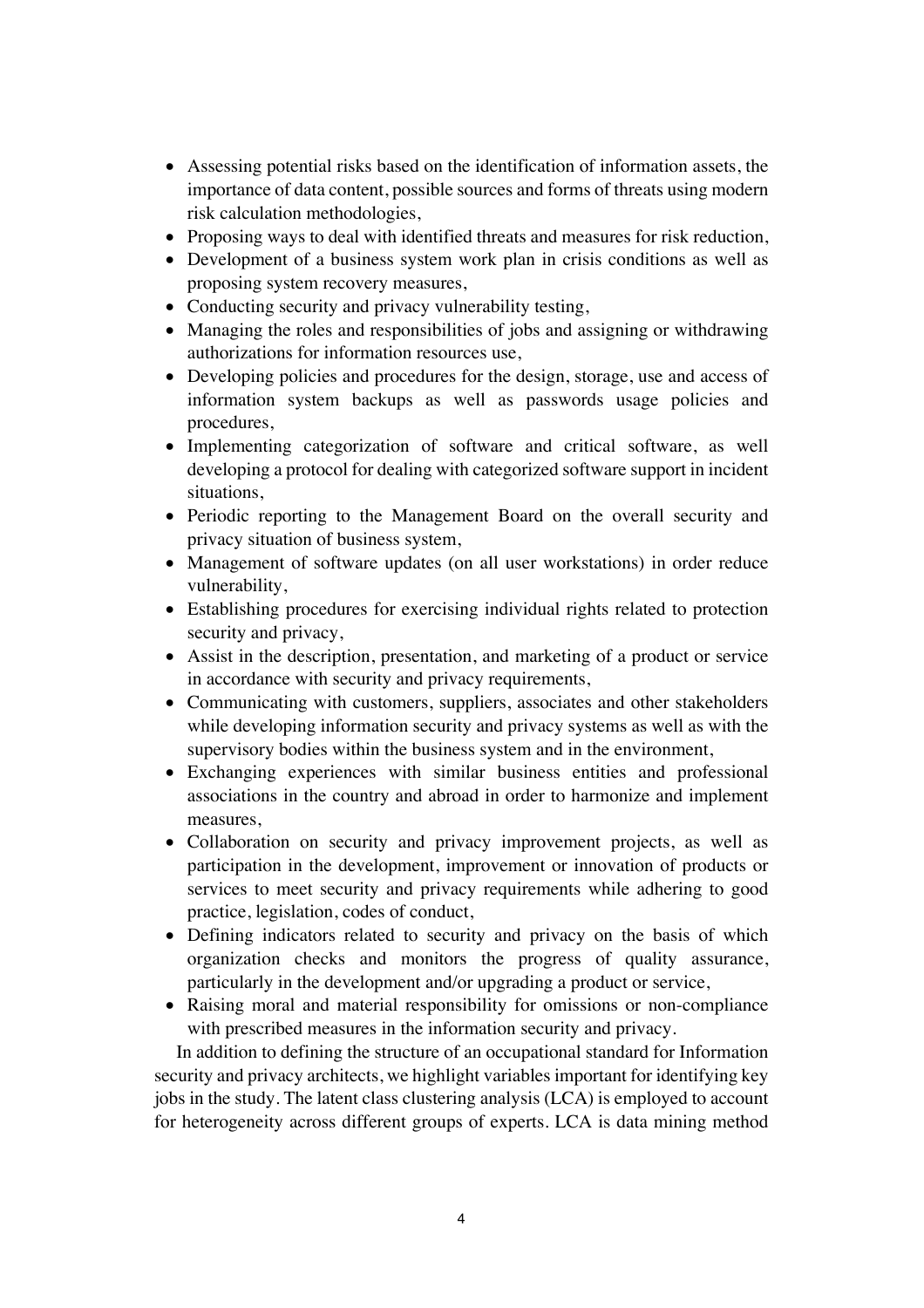- Assessing potential risks based on the identification of information assets, the importance of data content, possible sources and forms of threats using modern risk calculation methodologies,
- Proposing ways to deal with identified threats and measures for risk reduction,
- Development of a business system work plan in crisis conditions as well as proposing system recovery measures,
- Conducting security and privacy vulnerability testing,
- Managing the roles and responsibilities of jobs and assigning or withdrawing authorizations for information resources use,
- Developing policies and procedures for the design, storage, use and access of information system backups as well as passwords usage policies and procedures,
- Implementing categorization of software and critical software, as well developing a protocol for dealing with categorized software support in incident situations,
- Periodic reporting to the Management Board on the overall security and privacy situation of business system,
- Management of software updates (on all user workstations) in order reduce vulnerability,
- Establishing procedures for exercising individual rights related to protection security and privacy,
- Assist in the description, presentation, and marketing of a product or service in accordance with security and privacy requirements,
- Communicating with customers, suppliers, associates and other stakeholders while developing information security and privacy systems as well as with the supervisory bodies within the business system and in the environment,
- Exchanging experiences with similar business entities and professional associations in the country and abroad in order to harmonize and implement measures,
- Collaboration on security and privacy improvement projects, as well as participation in the development, improvement or innovation of products or services to meet security and privacy requirements while adhering to good practice, legislation, codes of conduct,
- Defining indicators related to security and privacy on the basis of which organization checks and monitors the progress of quality assurance, particularly in the development and/or upgrading a product or service,
- Raising moral and material responsibility for omissions or non-compliance with prescribed measures in the information security and privacy.

In addition to defining the structure of an occupational standard for Information security and privacy architects, we highlight variables important for identifying key jobs in the study. The latent class clustering analysis (LCA) is employed to account for heterogeneity across different groups of experts. LCA is data mining method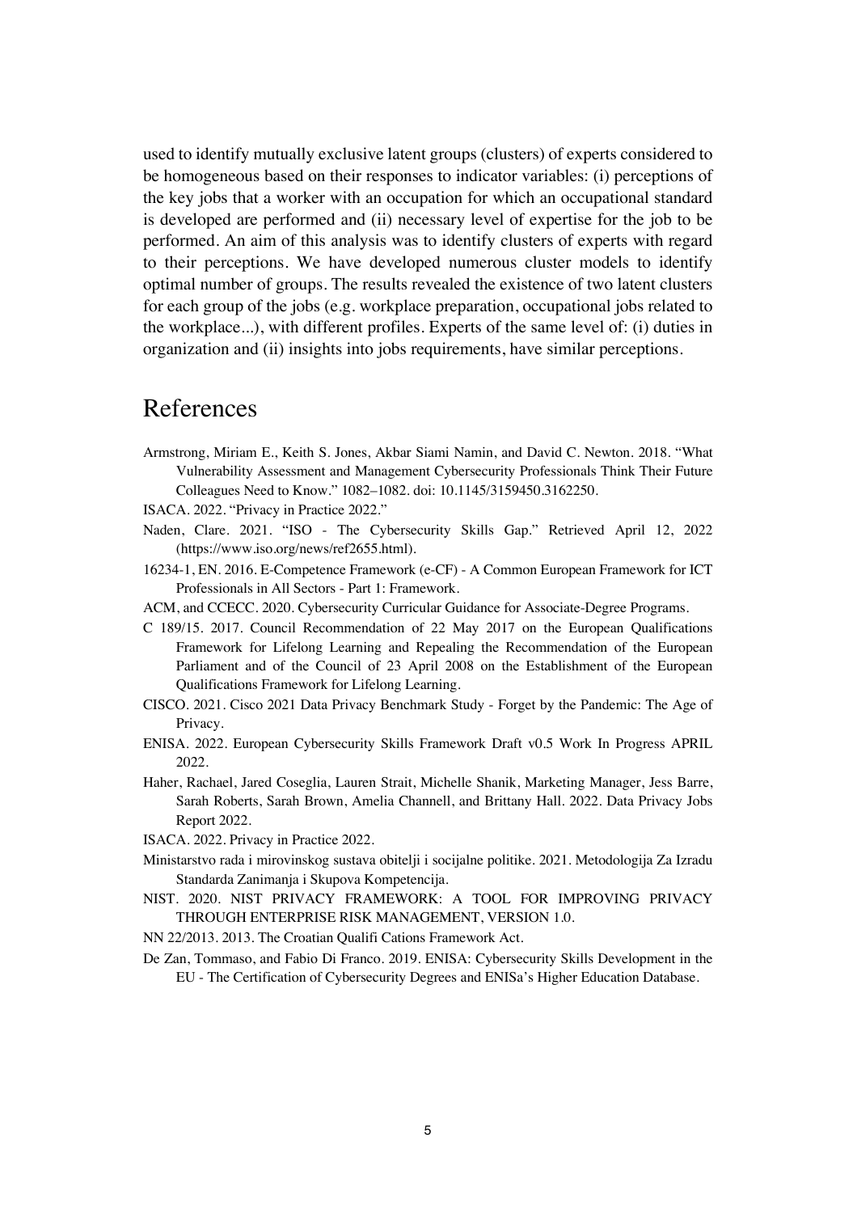used to identify mutually exclusive latent groups (clusters) of experts considered to be homogeneous based on their responses to indicator variables: (i) perceptions of the key jobs that a worker with an occupation for which an occupational standard is developed are performed and (ii) necessary level of expertise for the job to be performed. An aim of this analysis was to identify clusters of experts with regard to their perceptions. We have developed numerous cluster models to identify optimal number of groups. The results revealed the existence of two latent clusters for each group of the jobs (e.g. workplace preparation, occupational jobs related to the workplace...), with different profiles. Experts of the same level of: (i) duties in organization and (ii) insights into jobs requirements, have similar perceptions.

# References

Armstrong, Miriam E., Keith S. Jones, Akbar Siami Namin, and David C. Newton. 2018. "What Vulnerability Assessment and Management Cybersecurity Professionals Think Their Future Colleagues Need to Know." 1082–1082. doi: 10.1145/3159450.3162250.

ISACA. 2022. "Privacy in Practice 2022."

Naden, Clare. 2021. "ISO - The Cybersecurity Skills Gap." Retrieved April 12, 2022 (https://www.iso.org/news/ref2655.html).

16234-1, EN. 2016. E-Competence Framework (e-CF) - A Common European Framework for ICT Professionals in All Sectors - Part 1: Framework.

ACM, and CCECC. 2020. Cybersecurity Curricular Guidance for Associate-Degree Programs.

C 189/15. 2017. Council Recommendation of 22 May 2017 on the European Qualifications Framework for Lifelong Learning and Repealing the Recommendation of the European Parliament and of the Council of 23 April 2008 on the Establishment of the European Qualifications Framework for Lifelong Learning.

CISCO. 2021. Cisco 2021 Data Privacy Benchmark Study - Forget by the Pandemic: The Age of Privacy.

ENISA. 2022. European Cybersecurity Skills Framework Draft v0.5 Work In Progress APRIL 2022.

Haher, Rachael, Jared Coseglia, Lauren Strait, Michelle Shanik, Marketing Manager, Jess Barre, Sarah Roberts, Sarah Brown, Amelia Channell, and Brittany Hall. 2022. Data Privacy Jobs Report 2022.

ISACA. 2022. Privacy in Practice 2022.

Ministarstvo rada i mirovinskog sustava obitelji i socijalne politike. 2021. Metodologija Za Izradu Standarda Zanimanja i Skupova Kompetencija.

NIST. 2020. NIST PRIVACY FRAMEWORK: A TOOL FOR IMPROVING PRIVACY THROUGH ENTERPRISE RISK MANAGEMENT, VERSION 1.0.

NN 22/2013. 2013. The Croatian Qualifi Cations Framework Act.

De Zan, Tommaso, and Fabio Di Franco. 2019. ENISA: Cybersecurity Skills Development in the EU - The Certification of Cybersecurity Degrees and ENISa's Higher Education Database.